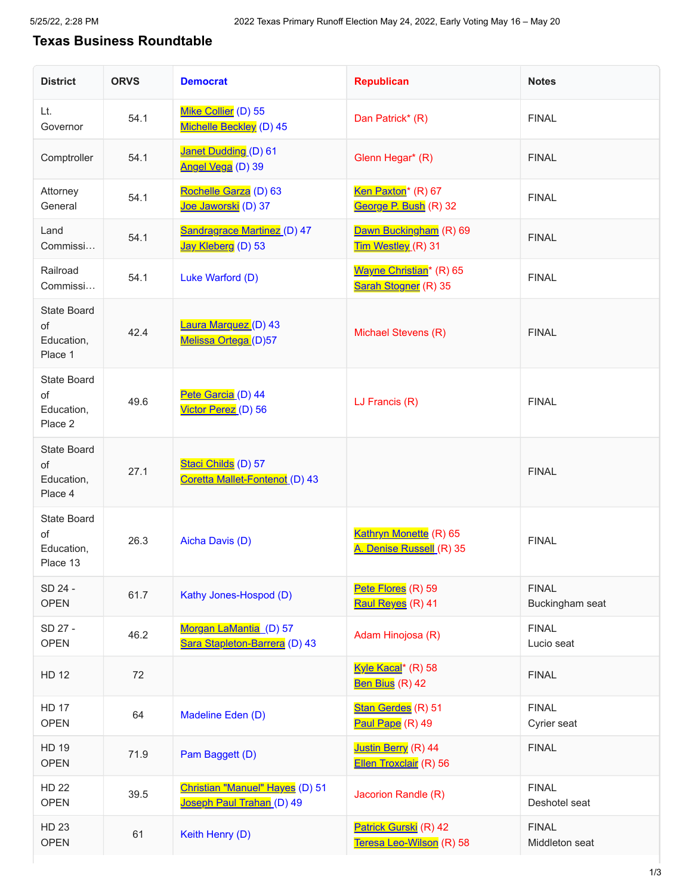## Texas Business Roundtable

| District | ORVS | Democrat | Republican | Notes |
|---|---|---|---|---|
| Lt. Governor | 54.1 | Mike Collier (D) 55<br>Michelle Beckley (D) 45 | Dan Patrick* (R) | FINAL |
| Comptroller | 54.1 | Janet Dudding (D) 61<br>Angel Vega (D) 39 | Glenn Hegar* (R) | FINAL |
| Attorney General | 54.1 | Rochelle Garza (D) 63<br>Joe Jaworski (D) 37 | Ken Paxton* (R) 67<br>George P. Bush (R) 32 | FINAL |
| Land Commissi… | 54.1 | Sandragrace Martinez (D) 47<br>Jay Kleberg (D) 53 | Dawn Buckingham (R) 69<br>Tim Westley (R) 31 | FINAL |
| Railroad Commissi… | 54.1 | Luke Warford (D) | Wayne Christian* (R) 65<br>Sarah Stogner (R) 35 | FINAL |
| State Board of Education, Place 1 | 42.4 | Laura Marquez (D) 43<br>Melissa Ortega (D)57 | Michael Stevens (R) | FINAL |
| State Board of Education, Place 2 | 49.6 | Pete Garcia (D) 44<br>Victor Perez (D) 56 | LJ Francis (R) | FINAL |
| State Board of Education, Place 4 | 27.1 | Staci Childs (D) 57<br>Coretta Mallet-Fontenot (D) 43 | | FINAL |
| State Board of Education, Place 13 | 26.3 | Aicha Davis (D) | Kathryn Monette (R) 65<br>A. Denise Russell (R) 35 | FINAL |
| SD 24 - OPEN | 61.7 | Kathy Jones-Hospod (D) | Pete Flores (R) 59<br>Raul Reyes (R) 41 | FINAL<br>Buckingham seat |
| SD 27 - OPEN | 46.2 | Morgan LaMantia (D) 57<br>Sara Stapleton-Barrera (D) 43 | Adam Hinojosa (R) | FINAL<br>Lucio seat |
| HD 12 | 72 | | Kyle Kacal* (R) 58<br>Ben Bius (R) 42 | FINAL |
| HD 17 OPEN | 64 | Madeline Eden (D) | Stan Gerdes (R) 51<br>Paul Pape (R) 49 | FINAL<br>Cyrier seat |
| HD 19 OPEN | 71.9 | Pam Baggett (D) | Justin Berry (R) 44<br>Ellen Troxclair (R) 56 | FINAL |
| HD 22 OPEN | 39.5 | Christian "Manuel" Hayes (D) 51<br>Joseph Paul Trahan (D) 49 | Jacorion Randle (R) | FINAL<br>Deshotel seat |
| HD 23 OPEN | 61 | Keith Henry (D) | Patrick Gurski (R) 42<br>Teresa Leo-Wilson (R) 58 | FINAL<br>Middleton seat |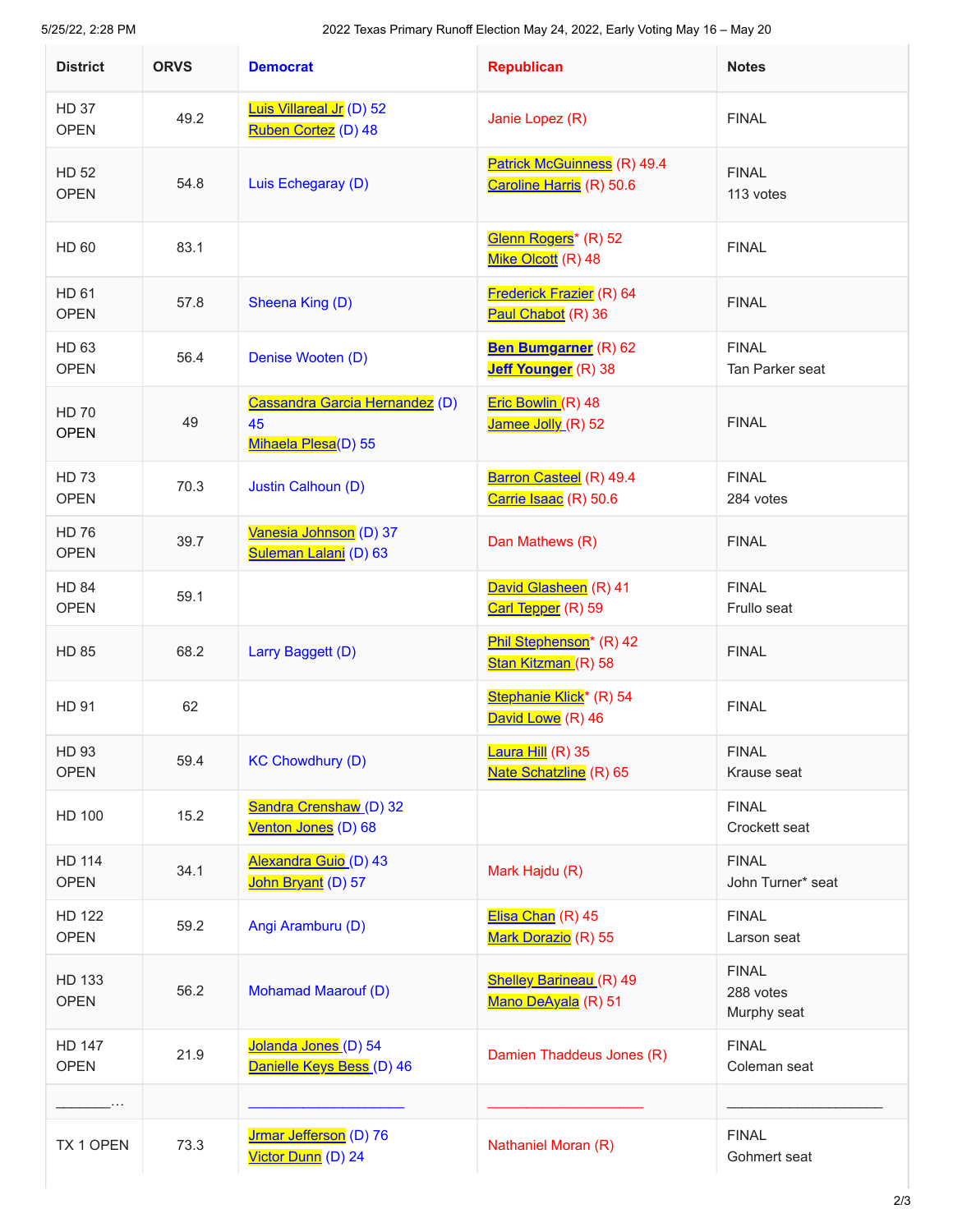| District | ORVS | Democrat | Republican | Notes |
|---|---|---|---|---|
| HD 37 OPEN | 49.2 | Luis Villareal Jr (D) 52<br>Ruben Cortez (D) 48 | Janie Lopez (R) | FINAL |
| HD 52 OPEN | 54.8 | Luis Echegaray (D) | Patrick McGuinness (R) 49.4<br>Caroline Harris (R) 50.6 | FINAL<br>113 votes |
| HD 60 | 83.1 | | Glenn Rogers* (R) 52<br>Mike Olcott (R) 48 | FINAL |
| HD 61 OPEN | 57.8 | Sheena King (D) | Frederick Frazier (R) 64<br>Paul Chabot (R) 36 | FINAL |
| HD 63 OPEN | 56.4 | Denise Wooten (D) | **Ben Bumgarner** (R) 62<br>**Jeff Younger** (R) 38 | FINAL<br>Tan Parker seat |
| HD 70 OPEN | 49 | Cassandra Garcia Hernandez (D) 45<br>Mihaela Plesa(D) 55 | Eric Bowlin (R) 48<br>Jamee Jolly (R) 52 | FINAL |
| HD 73 OPEN | 70.3 | Justin Calhoun (D) | Barron Casteel (R) 49.4<br>Carrie Isaac (R) 50.6 | FINAL<br>284 votes |
| HD 76 OPEN | 39.7 | Vanesia Johnson (D) 37<br>Suleman Lalani (D) 63 | Dan Mathews (R) | FINAL |
| HD 84 OPEN | 59.1 | | David Glasheen (R) 41<br>Carl Tepper (R) 59 | FINAL<br>Frullo seat |
| HD 85 | 68.2 | Larry Baggett (D) | Phil Stephenson* (R) 42<br>Stan Kitzman (R) 58 | FINAL |
| HD 91 | 62 | | Stephanie Klick* (R) 54<br>David Lowe (R) 46 | FINAL |
| HD 93 OPEN | 59.4 | KC Chowdhury (D) | Laura Hill (R) 35<br>Nate Schatzline (R) 65 | FINAL<br>Krause seat |
| HD 100 | 15.2 | Sandra Crenshaw (D) 32<br>Venton Jones (D) 68 | | FINAL<br>Crockett seat |
| HD 114 OPEN | 34.1 | Alexandra Guio (D) 43<br>John Bryant (D) 57 | Mark Hajdu (R) | FINAL<br>John Turner* seat |
| HD 122 OPEN | 59.2 | Angi Aramburu (D) | Elisa Chan (R) 45<br>Mark Dorazio (R) 55 | FINAL<br>Larson seat |
| HD 133 OPEN | 56.2 | Mohamad Maarouf (D) | Shelley Barineau (R) 49<br>Mano DeAyala (R) 51 | FINAL<br>288 votes<br>Murphy seat |
| HD 147 OPEN | 21.9 | Jolanda Jones (D) 54<br>Danielle Keys Bess (D) 46 | Damien Thaddeus Jones (R) | FINAL<br>Coleman seat |
| ________… | | ____________________ | ____________________ | ____________________ |
| TX 1 OPEN | 73.3 | Jrmar Jefferson (D) 76<br>Victor Dunn (D) 24 | Nathaniel Moran (R) | FINAL<br>Gohmert seat |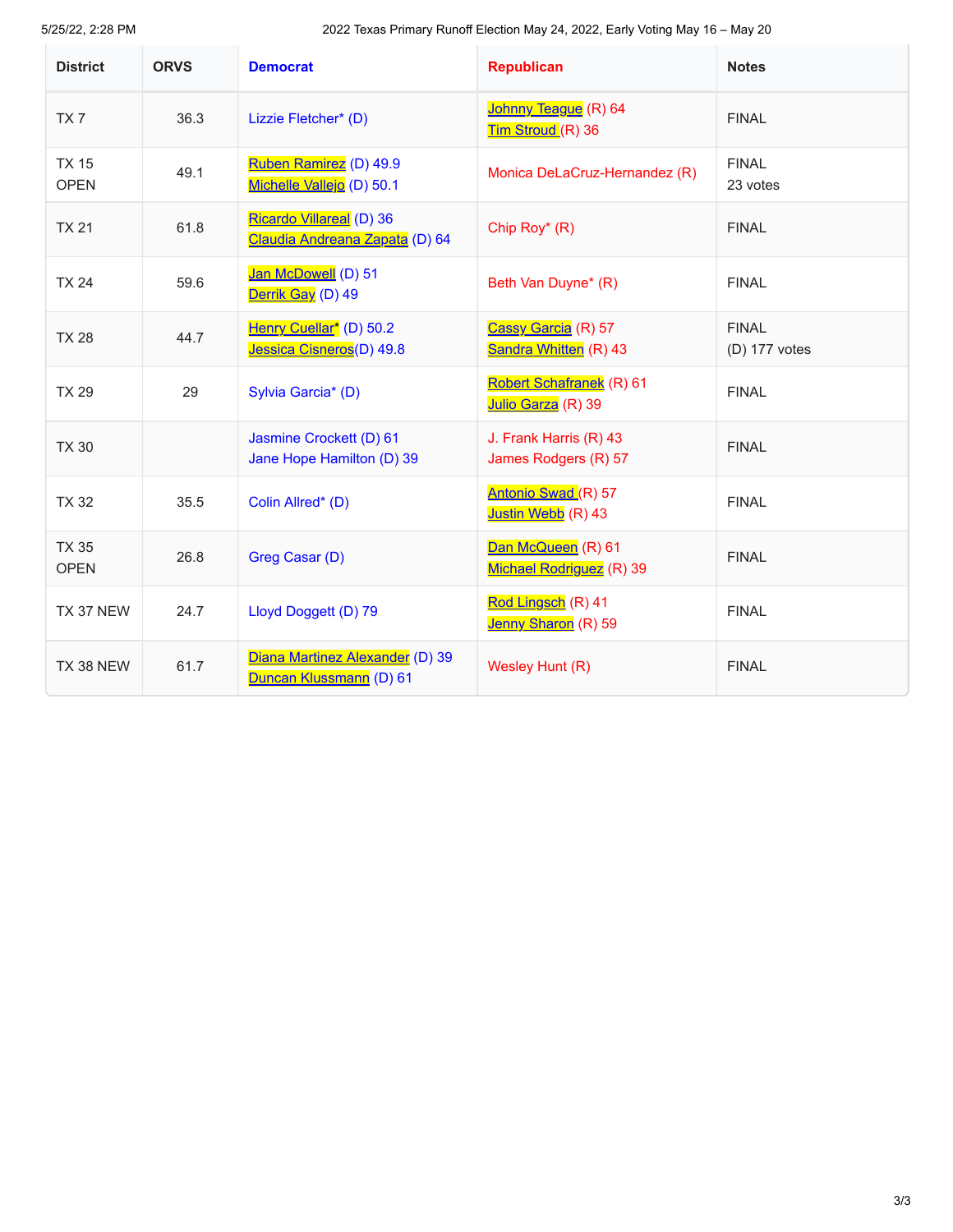| District | ORVS | Democrat | Republican | Notes |
|---|---|---|---|---|
| TX 7 | 36.3 | Lizzie Fletcher* (D) | Johnny Teague (R) 64<br>Tim Stroud (R) 36 | FINAL |
| TX 15 OPEN | 49.1 | Ruben Ramirez (D) 49.9<br>Michelle Vallejo (D) 50.1 | Monica DeLaCruz-Hernandez (R) | FINAL<br>23 votes |
| TX 21 | 61.8 | Ricardo Villareal (D) 36<br>Claudia Andreana Zapata (D) 64 | Chip Roy* (R) | FINAL |
| TX 24 | 59.6 | Jan McDowell (D) 51<br>Derrik Gay (D) 49 | Beth Van Duyne* (R) | FINAL |
| TX 28 | 44.7 | Henry Cuellar* (D) 50.2<br>Jessica Cisneros(D) 49.8 | Cassy Garcia (R) 57<br>Sandra Whitten (R) 43 | FINAL<br>(D) 177 votes |
| TX 29 | 29 | Sylvia Garcia* (D) | Robert Schafranek (R) 61<br>Julio Garza (R) 39 | FINAL |
| TX 30 | | Jasmine Crockett (D) 61<br>Jane Hope Hamilton (D) 39 | J. Frank Harris (R) 43<br>James Rodgers (R) 57 | FINAL |
| TX 32 | 35.5 | Colin Allred* (D) | Antonio Swad (R) 57<br>Justin Webb (R) 43 | FINAL |
| TX 35 OPEN | 26.8 | Greg Casar (D) | Dan McQueen (R) 61<br>Michael Rodriguez (R) 39 | FINAL |
| TX 37 NEW | 24.7 | Lloyd Doggett (D) 79 | Rod Lingsch (R) 41<br>Jenny Sharon (R) 59 | FINAL |
| TX 38 NEW | 61.7 | Diana Martinez Alexander (D) 39<br>Duncan Klussmann (D) 61 | Wesley Hunt (R) | FINAL |